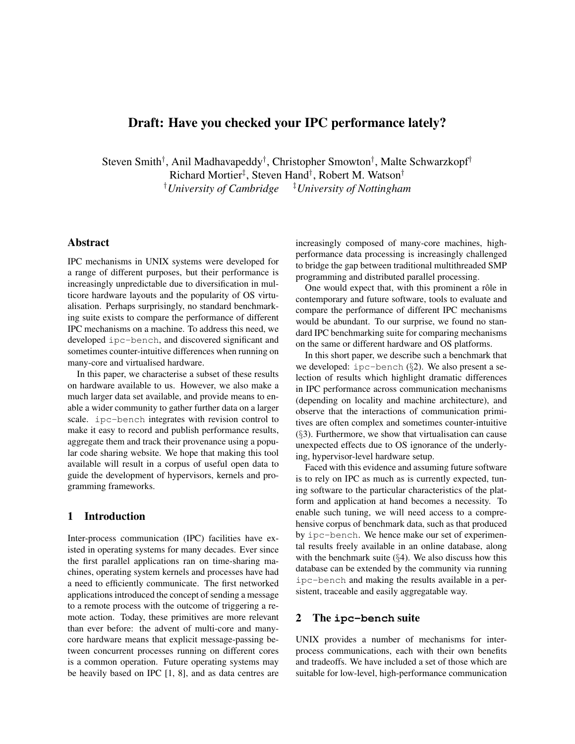# Draft: Have you checked your IPC performance lately?

Steven Smith[†], Anil Madhavapeddy[†], Christopher Smowton[†], Malte Schwarzkopf[†]
Richard Mortier[‡], Steven Hand[†], Robert M. Watson[†]
[†]*University of Cambridge* [‡]*University of Nottingham*

## Abstract

IPC mechanisms in UNIX systems were developed for a range of different purposes, but their performance is increasingly unpredictable due to diversification in multicore hardware layouts and the popularity of OS virtualisation. Perhaps surprisingly, no standard benchmarking suite exists to compare the performance of different IPC mechanisms on a machine. To address this need, we developed `ipc-bench`, and discovered significant and sometimes counter-intuitive differences when running on many-core and virtualised hardware.

In this paper, we characterise a subset of these results on hardware available to us. However, we also make a much larger data set available, and provide means to enable a wider community to gather further data on a larger scale. `ipc-bench` integrates with revision control to make it easy to record and publish performance results, aggregate them and track their provenance using a popular code sharing website. We hope that making this tool available will result in a corpus of useful open data to guide the development of hypervisors, kernels and programming frameworks.

## 1 Introduction

Inter-process communication (IPC) facilities have existed in operating systems for many decades. Ever since the first parallel applications ran on time-sharing machines, operating system kernels and processes have had a need to efficiently communicate. The first networked applications introduced the concept of sending a message to a remote process with the outcome of triggering a remote action. Today, these primitives are more relevant than ever before: the advent of multi-core and many-core hardware means that explicit message-passing between concurrent processes running on different cores is a common operation. Future operating systems may be heavily based on IPC [1, 8], and as data centres are increasingly composed of many-core machines, high-performance data processing is increasingly challenged to bridge the gap between traditional multithreaded SMP programming and distributed parallel processing.

One would expect that, with this prominent a rôle in contemporary and future software, tools to evaluate and compare the performance of different IPC mechanisms would be abundant. To our surprise, we found no standard IPC benchmarking suite for comparing mechanisms on the same or different hardware and OS platforms.

In this short paper, we describe such a benchmark that we developed: `ipc-bench` (§2). We also present a selection of results which highlight dramatic differences in IPC performance across communication mechanisms (depending on locality and machine architecture), and observe that the interactions of communication primitives are often complex and sometimes counter-intuitive (§3). Furthermore, we show that virtualisation can cause unexpected effects due to OS ignorance of the underlying, hypervisor-level hardware setup.

Faced with this evidence and assuming future software is to rely on IPC as much as is currently expected, tuning software to the particular characteristics of the platform and application at hand becomes a necessity. To enable such tuning, we will need access to a comprehensive corpus of benchmark data, such as that produced by `ipc-bench`. We hence make our set of experimental results freely available in an online database, along with the benchmark suite (§4). We also discuss how this database can be extended by the community via running `ipc-bench` and making the results available in a persistent, traceable and easily aggregatable way.

## 2 The `ipc-bench` suite

UNIX provides a number of mechanisms for inter-process communications, each with their own benefits and tradeoffs. We have included a set of those which are suitable for low-level, high-performance communication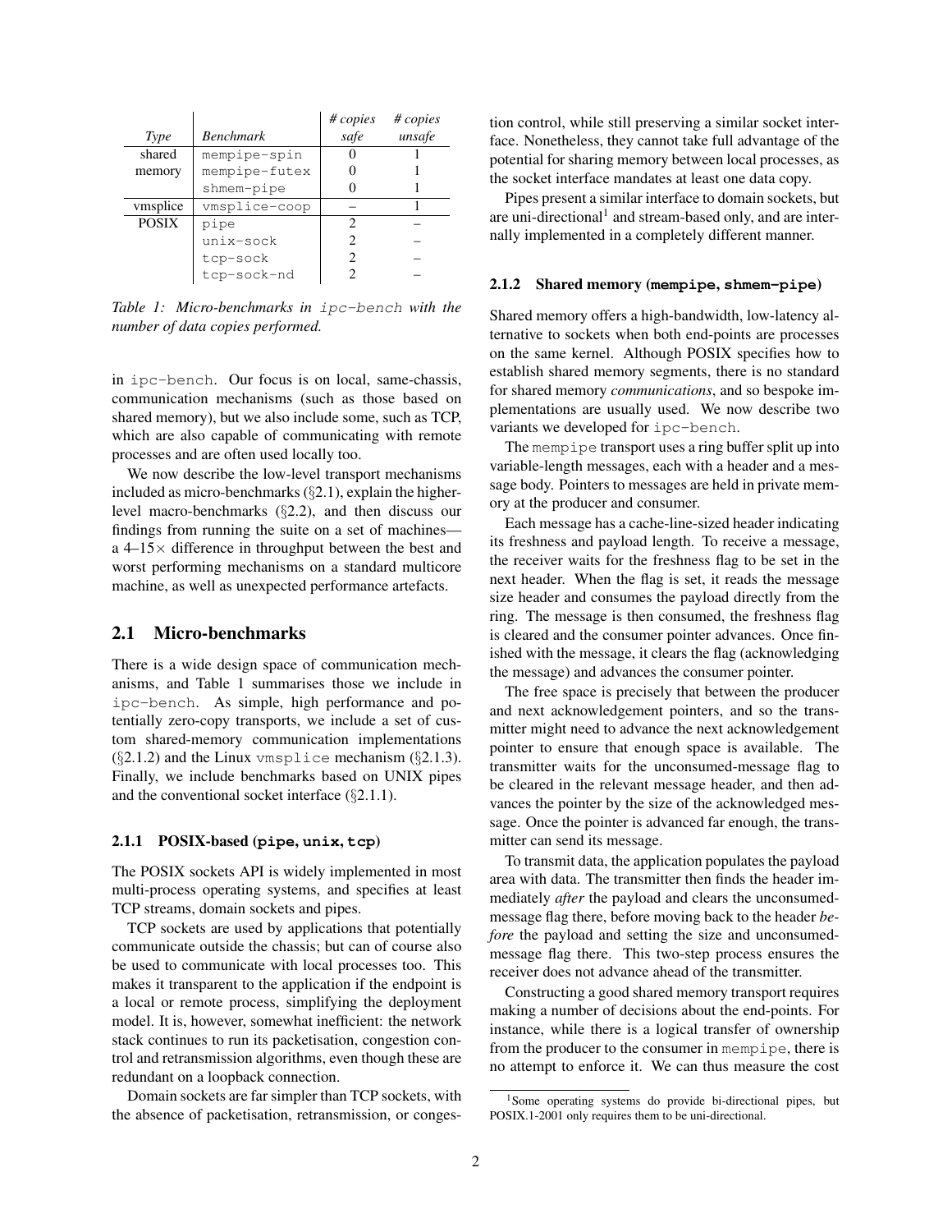| *Type* | *Benchmark* | *# copies safe* | *# copies unsafe* |
|---|---|---|---|
| shared memory | mempipe-spin | 0 | 1 |
| | mempipe-futex | 0 | 1 |
| | shmem-pipe | 0 | 1 |
| vmsplice | vmsplice-coop | – | 1 |
| POSIX | pipe | 2 | – |
| | unix-sock | 2 | – |
| | tcp-sock | 2 | – |
| | tcp-sock-nd | 2 | – |

*Table 1: Micro-benchmarks in `ipc-bench` with the number of data copies performed.*

in `ipc-bench`. Our focus is on local, same-chassis, communication mechanisms (such as those based on shared memory), but we also include some, such as TCP, which are also capable of communicating with remote processes and are often used locally too.

We now describe the low-level transport mechanisms included as micro-benchmarks (§2.1), explain the higher-level macro-benchmarks (§2.2), and then discuss our findings from running the suite on a set of machines—a 4–15× difference in throughput between the best and worst performing mechanisms on a standard multicore machine, as well as unexpected performance artefacts.

## 2.1 Micro-benchmarks

There is a wide design space of communication mechanisms, and Table 1 summarises those we include in `ipc-bench`. As simple, high performance and potentially zero-copy transports, we include a set of custom shared-memory communication implementations (§2.1.2) and the Linux `vmsplice` mechanism (§2.1.3). Finally, we include benchmarks based on UNIX pipes and the conventional socket interface (§2.1.1).

### 2.1.1 POSIX-based (**pipe**, **unix**, **tcp**)

The POSIX sockets API is widely implemented in most multi-process operating systems, and specifies at least TCP streams, domain sockets and pipes.

TCP sockets are used by applications that potentially communicate outside the chassis; but can of course also be used to communicate with local processes too. This makes it transparent to the application if the endpoint is a local or remote process, simplifying the deployment model. It is, however, somewhat inefficient: the network stack continues to run its packetisation, congestion control and retransmission algorithms, even though these are redundant on a loopback connection.

Domain sockets are far simpler than TCP sockets, with the absence of packetisation, retransmission, or congestion control, while still preserving a similar socket interface. Nonetheless, they cannot take full advantage of the potential for sharing memory between local processes, as the socket interface mandates at least one data copy.

Pipes present a similar interface to domain sockets, but are uni-directional[1] and stream-based only, and are internally implemented in a completely different manner.

### 2.1.2 Shared memory (**mempipe**, **shmem-pipe**)

Shared memory offers a high-bandwidth, low-latency alternative to sockets when both end-points are processes on the same kernel. Although POSIX specifies how to establish shared memory segments, there is no standard for shared memory *communications*, and so bespoke implementations are usually used. We now describe two variants we developed for `ipc-bench`.

The `mempipe` transport uses a ring buffer split up into variable-length messages, each with a header and a message body. Pointers to messages are held in private memory at the producer and consumer.

Each message has a cache-line-sized header indicating its freshness and payload length. To receive a message, the receiver waits for the freshness flag to be set in the next header. When the flag is set, it reads the message size header and consumes the payload directly from the ring. The message is then consumed, the freshness flag is cleared and the consumer pointer advances. Once finished with the message, it clears the flag (acknowledging the message) and advances the consumer pointer.

The free space is precisely that between the producer and next acknowledgement pointers, and so the transmitter might need to advance the next acknowledgement pointer to ensure that enough space is available. The transmitter waits for the unconsumed-message flag to be cleared in the relevant message header, and then advances the pointer by the size of the acknowledged message. Once the pointer is advanced far enough, the transmitter can send its message.

To transmit data, the application populates the payload area with data. The transmitter then finds the header immediately *after* the payload and clears the unconsumed-message flag there, before moving back to the header *before* the payload and setting the size and unconsumed-message flag there. This two-step process ensures the receiver does not advance ahead of the transmitter.

Constructing a good shared memory transport requires making a number of decisions about the end-points. For instance, while there is a logical transfer of ownership from the producer to the consumer in `mempipe`, there is no attempt to enforce it. We can thus measure the cost

[1] Some operating systems do provide bi-directional pipes, but POSIX.1-2001 only requires them to be uni-directional.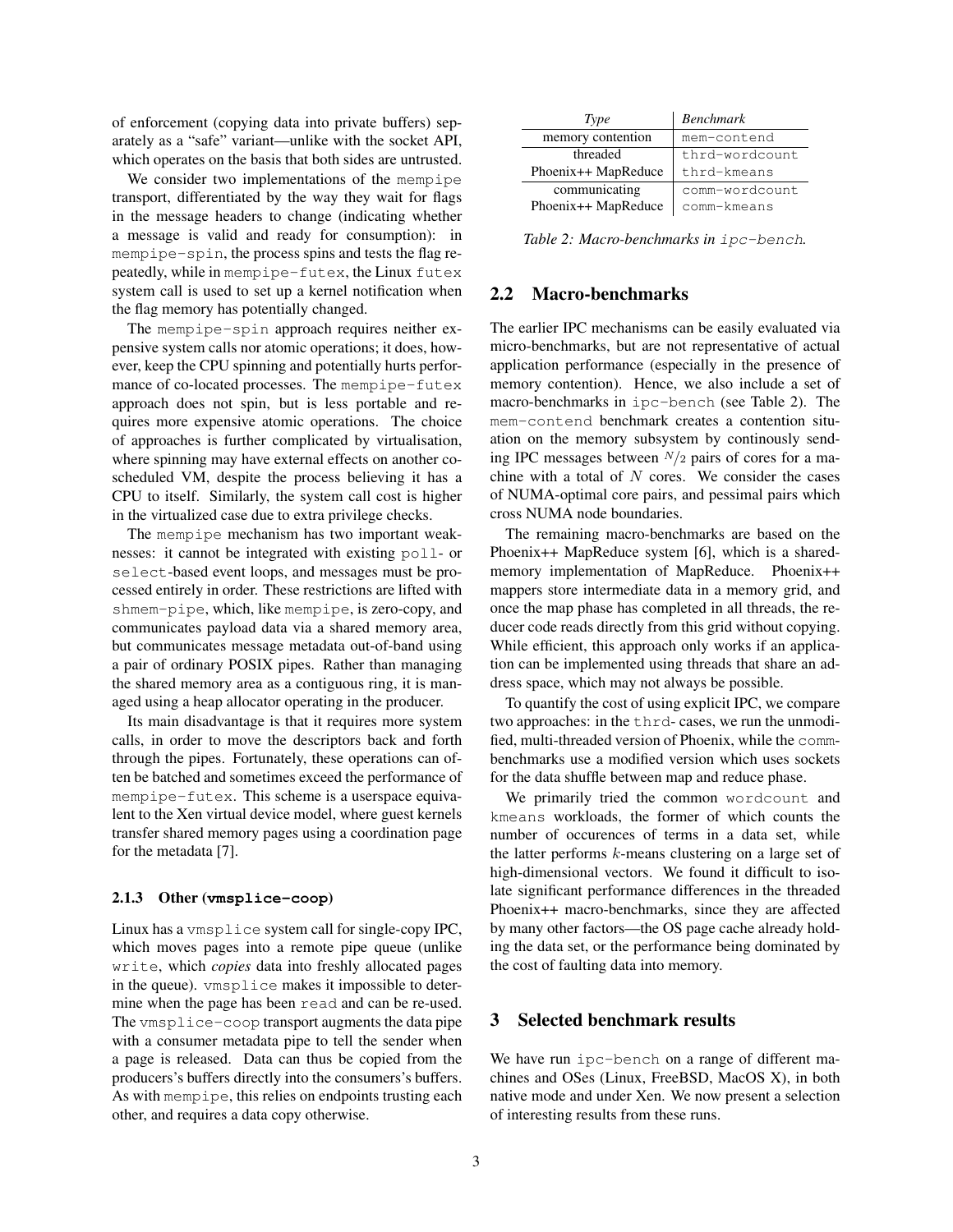of enforcement (copying data into private buffers) separately as a "safe" variant—unlike with the socket API, which operates on the basis that both sides are untrusted.

We consider two implementations of the `mempipe` transport, differentiated by the way they wait for flags in the message headers to change (indicating whether a message is valid and ready for consumption): in `mempipe-spin`, the process spins and tests the flag repeatedly, while in `mempipe-futex`, the Linux `futex` system call is used to set up a kernel notification when the flag memory has potentially changed.

The `mempipe-spin` approach requires neither expensive system calls nor atomic operations; it does, however, keep the CPU spinning and potentially hurts performance of co-located processes. The `mempipe-futex` approach does not spin, but is less portable and requires more expensive atomic operations. The choice of approaches is further complicated by virtualisation, where spinning may have external effects on another co-scheduled VM, despite the process believing it has a CPU to itself. Similarly, the system call cost is higher in the virtualized case due to extra privilege checks.

The `mempipe` mechanism has two important weaknesses: it cannot be integrated with existing `poll`- or `select`-based event loops, and messages must be processed entirely in order. These restrictions are lifted with `shmem-pipe`, which, like `mempipe`, is zero-copy, and communicates payload data via a shared memory area, but communicates message metadata out-of-band using a pair of ordinary POSIX pipes. Rather than managing the shared memory area as a contiguous ring, it is managed using a heap allocator operating in the producer.

Its main disadvantage is that it requires more system calls, in order to move the descriptors back and forth through the pipes. Fortunately, these operations can often be batched and sometimes exceed the performance of `mempipe-futex`. This scheme is a userspace equivalent to the Xen virtual device model, where guest kernels transfer shared memory pages using a coordination page for the metadata [7].

### 2.1.3 Other (`vmsplice-coop`)

Linux has a `vmsplice` system call for single-copy IPC, which moves pages into a remote pipe queue (unlike `write`, which *copies* data into freshly allocated pages in the queue). `vmsplice` makes it impossible to determine when the page has been `read` and can be re-used. The `vmsplice-coop` transport augments the data pipe with a consumer metadata pipe to tell the sender when a page is released. Data can thus be copied from the producers's buffers directly into the consumers's buffers. As with `mempipe`, this relies on endpoints trusting each other, and requires a data copy otherwise.

| *Type* | *Benchmark* |
|---|---|
| memory contention | `mem-contend` |
| threaded Phoenix++ MapReduce | `thrd-wordcount`<br>`thrd-kmeans` |
| communicating Phoenix++ MapReduce | `comm-wordcount`<br>`comm-kmeans` |

*Table 2: Macro-benchmarks in `ipc-bench`.*

## 2.2 Macro-benchmarks

The earlier IPC mechanisms can be easily evaluated via micro-benchmarks, but are not representative of actual application performance (especially in the presence of memory contention). Hence, we also include a set of macro-benchmarks in `ipc-bench` (see Table 2). The `mem-contend` benchmark creates a contention situation on the memory subsystem by continously sending IPC messages between $N/2$ pairs of cores for a machine with a total of $N$ cores. We consider the cases of NUMA-optimal core pairs, and pessimal pairs which cross NUMA node boundaries.

The remaining macro-benchmarks are based on the Phoenix++ MapReduce system [6], which is a shared-memory implementation of MapReduce. Phoenix++ mappers store intermediate data in a memory grid, and once the map phase has completed in all threads, the reducer code reads directly from this grid without copying. While efficient, this approach only works if an application can be implemented using threads that share an address space, which may not always be possible.

To quantify the cost of using explicit IPC, we compare two approaches: in the `thrd-` cases, we run the unmodified, multi-threaded version of Phoenix, while the `comm-` benchmarks use a modified version which uses sockets for the data shuffle between map and reduce phase.

We primarily tried the common `wordcount` and `kmeans` workloads, the former of which counts the number of occurences of terms in a data set, while the latter performs $k$-means clustering on a large set of high-dimensional vectors. We found it difficult to isolate significant performance differences in the threaded Phoenix++ macro-benchmarks, since they are affected by many other factors—the OS page cache already holding the data set, or the performance being dominated by the cost of faulting data into memory.

# 3 Selected benchmark results

We have run `ipc-bench` on a range of different machines and OSes (Linux, FreeBSD, MacOS X), in both native mode and under Xen. We now present a selection of interesting results from these runs.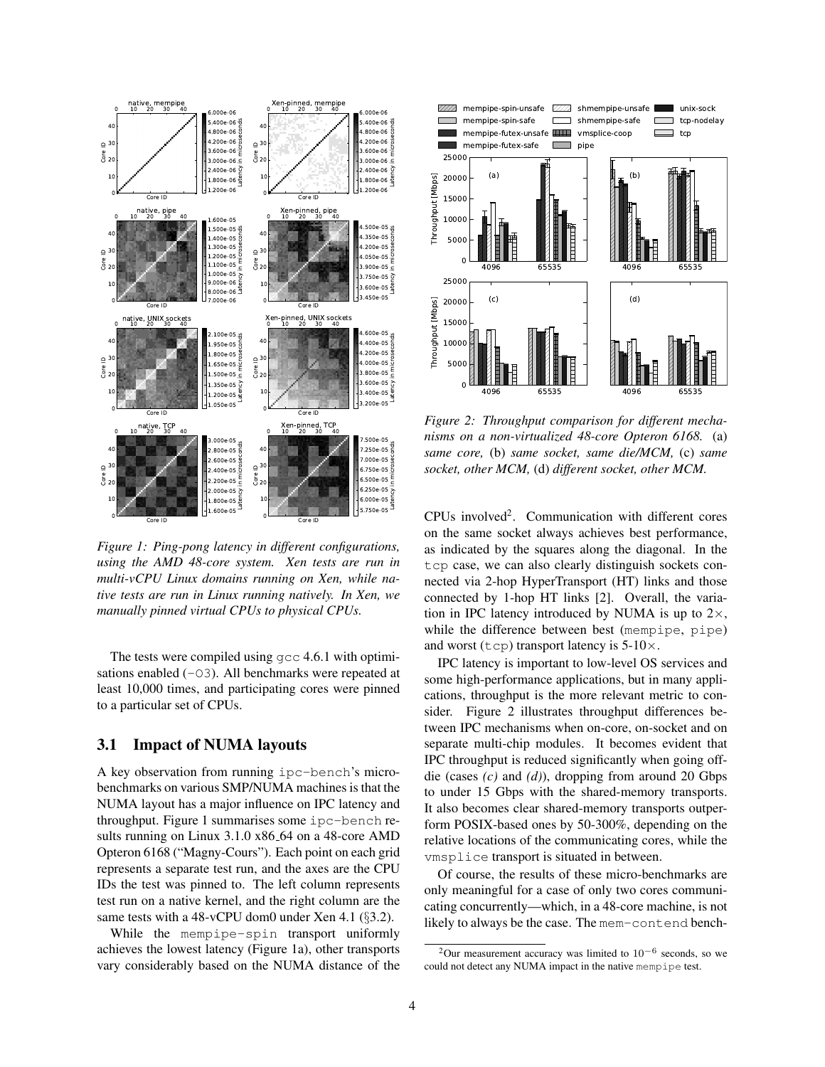native, mempipe

Xen-pinned, mempipe

native, pipe

Xen-pinned, pipe

native, UNIX sockets

Xen-pinned, UNIX sockets

native, TCP

Xen-pinned, TCP

*Figure 1: Ping-pong latency in different configurations, using the AMD 48-core system. Xen tests are run in multi-vCPU Linux domains running on Xen, while native tests are run in Linux running natively. In Xen, we manually pinned virtual CPUs to physical CPUs.*

The tests were compiled using gcc 4.6.1 with optimisations enabled (-O3). All benchmarks were repeated at least 10,000 times, and participating cores were pinned to a particular set of CPUs.

### 3.1 Impact of NUMA layouts

A key observation from running ipc-bench's microbenchmarks on various SMP/NUMA machines is that the NUMA layout has a major influence on IPC latency and throughput. Figure 1 summarises some ipc-bench results running on Linux 3.1.0 x86_64 on a 48-core AMD Opteron 6168 ("Magny-Cours"). Each point on each grid represents a separate test run, and the axes are the CPU IDs the test was pinned to. The left column represents test run on a native kernel, and the right column are the same tests with a 48-vCPU dom0 under Xen 4.1 (§3.2).

While the mempipe-spin transport uniformly achieves the lowest latency (Figure 1a), other transports vary considerably based on the NUMA distance of the CPUs involved[2]. Communication with different cores on the same socket always achieves best performance, as indicated by the squares along the diagonal. In the tcp case, we can also clearly distinguish sockets connected via 2-hop HyperTransport (HT) links and those connected by 1-hop HT links [2]. Overall, the variation in IPC latency introduced by NUMA is up to 2×, while the difference between best (mempipe, pipe) and worst (tcp) transport latency is 5-10×.

IPC latency is important to low-level OS services and some high-performance applications, but in many applications, throughput is the more relevant metric to consider. Figure 2 illustrates throughput differences between IPC mechanisms when on-core, on-socket and on separate multi-chip modules. It becomes evident that IPC throughput is reduced significantly when going off-die (cases *(c)* and *(d)*), dropping from around 20 Gbps to under 15 Gbps with the shared-memory transports. It also becomes clear shared-memory transports outperform POSIX-based ones by 50-300%, depending on the relative locations of the communicating cores, while the vmsplice transport is situated in between.

Of course, the results of these micro-benchmarks are only meaningful for a case of only two cores communicating concurrently—which, in a 48-core machine, is not likely to always be the case. The mem-contend bench-

mempipe-spin-unsafe, mempipe-spin-safe, mempipe-futex-unsafe, mempipe-futex-safe, shmempipe-unsafe, shmempipe-safe, vmsplice-coop, pipe, unix-sock, tcp-nodelay, tcp

Throughput [Mbps]

(a) (b) (c) (d)

4096 65535

*Figure 2: Throughput comparison for different mechanisms on a non-virtualized 48-core Opteron 6168.* (a) *same core,* (b) *same socket, same die/MCM,* (c) *same socket, other MCM,* (d) *different socket, other MCM.*

[2]Our measurement accuracy was limited to $10^{-6}$ seconds, so we could not detect any NUMA impact in the native mempipe test.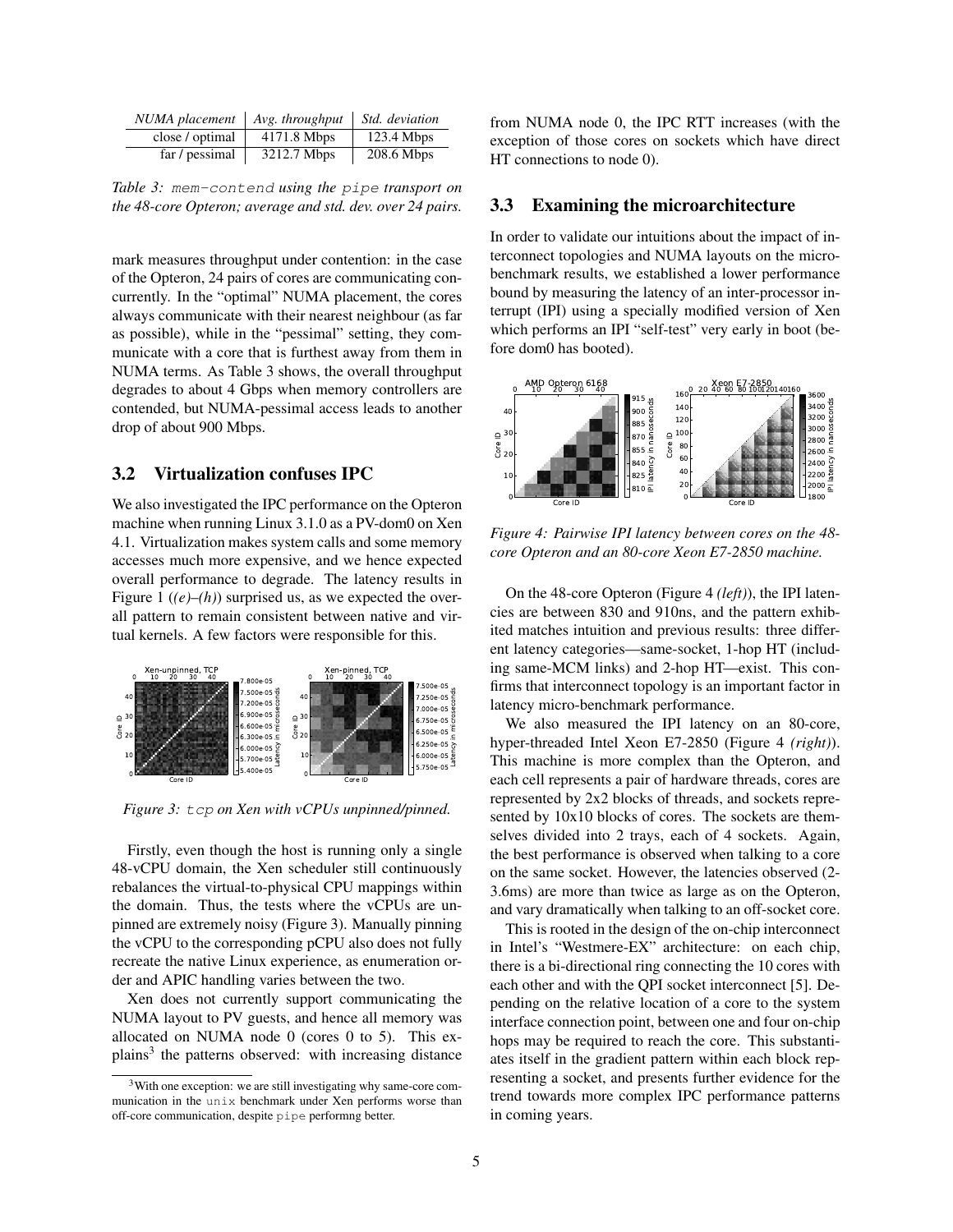| *NUMA placement* | *Avg. throughput* | *Std. deviation* |
|---|---|---|
| close / optimal | 4171.8 Mbps | 123.4 Mbps |
| far / pessimal | 3212.7 Mbps | 208.6 Mbps |

*Table 3: `mem-contend` using the `pipe` transport on the 48-core Opteron; average and std. dev. over 24 pairs.*

mark measures throughput under contention: in the case of the Opteron, 24 pairs of cores are communicating concurrently. In the "optimal" NUMA placement, the cores always communicate with their nearest neighbour (as far as possible), while in the "pessimal" setting, they communicate with a core that is furthest away from them in NUMA terms. As Table 3 shows, the overall throughput degrades to about 4 Gbps when memory controllers are contended, but NUMA-pessimal access leads to another drop of about 900 Mbps.

### 3.2 Virtualization confuses IPC

We also investigated the IPC performance on the Opteron machine when running Linux 3.1.0 as a PV-dom0 on Xen 4.1. Virtualization makes system calls and some memory accesses much more expensive, and we hence expected overall performance to degrade. The latency results in Figure 1 (*(e)–(h)*) surprised us, as we expected the overall pattern to remain consistent between native and virtual kernels. A few factors were responsible for this.

Xen-unpinned, TCP

Xen-pinned, TCP

Core ID

Latency in microseconds

7.800e-05
7.500e-05
7.200e-05
6.900e-05
6.600e-05
6.300e-05
6.000e-05
5.700e-05
5.400e-05

7.500e-05
7.250e-05
7.000e-05
6.750e-05
6.500e-05
6.250e-05
6.000e-05
5.750e-05

*Figure 3: `tcp` on Xen with vCPUs unpinned/pinned.*

Firstly, even though the host is running only a single 48-vCPU domain, the Xen scheduler still continuously rebalances the virtual-to-physical CPU mappings within the domain. Thus, the tests where the vCPUs are unpinned are extremely noisy (Figure 3). Manually pinning the vCPU to the corresponding pCPU also does not fully recreate the native Linux experience, as enumeration order and APIC handling varies between the two.

Xen does not currently support communicating the NUMA layout to PV guests, and hence all memory was allocated on NUMA node 0 (cores 0 to 5). This explains[3] the patterns observed: with increasing distance from NUMA node 0, the IPC RTT increases (with the exception of those cores on sockets which have direct HT connections to node 0).

### 3.3 Examining the microarchitecture

In order to validate our intuitions about the impact of interconnect topologies and NUMA layouts on the micro-benchmark results, we established a lower performance bound by measuring the latency of an inter-processor interrupt (IPI) using a specially modified version of Xen which performs an IPI "self-test" very early in boot (before dom0 has booted).

AMD Opteron 6168

Xeon E7-2850

Core ID

IPI latency in nanoseconds

915
900
885
870
855
840
825
810

3600
3400
3200
3000
2800
2600
2400
2200
2000
1800

*Figure 4: Pairwise IPI latency between cores on the 48-core Opteron and an 80-core Xeon E7-2850 machine.*

On the 48-core Opteron (Figure 4 *(left)*), the IPI latencies are between 830 and 910ns, and the pattern exhibited matches intuition and previous results: three different latency categories—same-socket, 1-hop HT (including same-MCM links) and 2-hop HT—exist. This confirms that interconnect topology is an important factor in latency micro-benchmark performance.

We also measured the IPI latency on an 80-core, hyper-threaded Intel Xeon E7-2850 (Figure 4 *(right)*). This machine is more complex than the Opteron, and each cell represents a pair of hardware threads, cores are represented by 2x2 blocks of threads, and sockets represented by 10x10 blocks of cores. The sockets are themselves divided into 2 trays, each of 4 sockets. Again, the best performance is observed when talking to a core on the same socket. However, the latencies observed (2-3.6ms) are more than twice as large as on the Opteron, and vary dramatically when talking to an off-socket core.

This is rooted in the design of the on-chip interconnect in Intel's "Westmere-EX" architecture: on each chip, there is a bi-directional ring connecting the 10 cores with each other and with the QPI socket interconnect [5]. Depending on the relative location of a core to the system interface connection point, between one and four on-chip hops may be required to reach the core. This substantiates itself in the gradient pattern within each block representing a socket, and presents further evidence for the trend towards more complex IPC performance patterns in coming years.

[3] With one exception: we are still investigating why same-core communication in the `unix` benchmark under Xen performs worse than off-core communication, despite `pipe` performng better.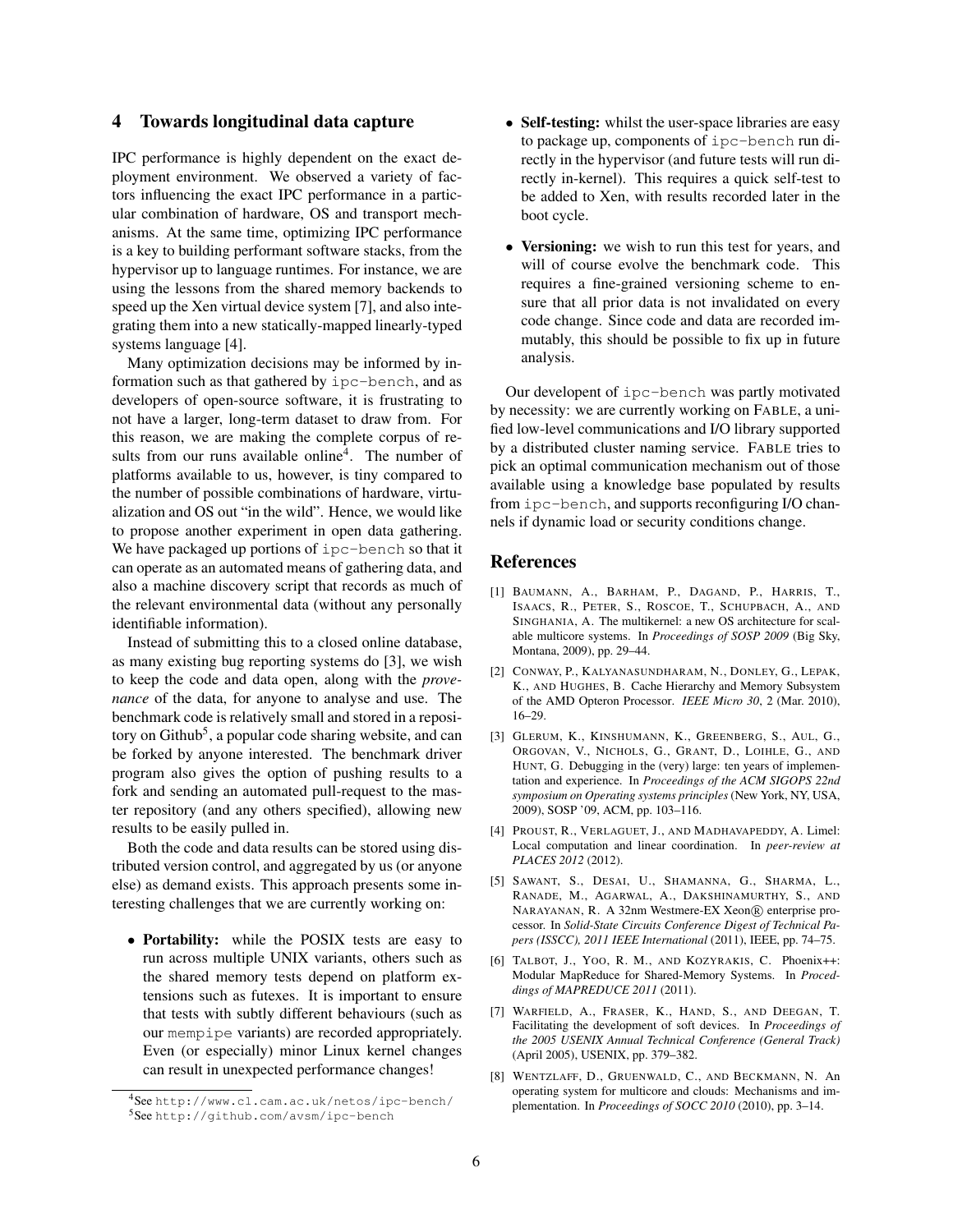## 4 Towards longitudinal data capture

IPC performance is highly dependent on the exact deployment environment. We observed a variety of factors influencing the exact IPC performance in a particular combination of hardware, OS and transport mechanisms. At the same time, optimizing IPC performance is a key to building performant software stacks, from the hypervisor up to language runtimes. For instance, we are using the lessons from the shared memory backends to speed up the Xen virtual device system [7], and also integrating them into a new statically-mapped linearly-typed systems language [4].

Many optimization decisions may be informed by information such as that gathered by `ipc-bench`, and as developers of open-source software, it is frustrating to not have a larger, long-term dataset to draw from. For this reason, we are making the complete corpus of results from our runs available online[4]. The number of platforms available to us, however, is tiny compared to the number of possible combinations of hardware, virtualization and OS out "in the wild". Hence, we would like to propose another experiment in open data gathering. We have packaged up portions of `ipc-bench` so that it can operate as an automated means of gathering data, and also a machine discovery script that records as much of the relevant environmental data (without any personally identifiable information).

Instead of submitting this to a closed online database, as many existing bug reporting systems do [3], we wish to keep the code and data open, along with the *provenance* of the data, for anyone to analyse and use. The benchmark code is relatively small and stored in a repository on Github[5], a popular code sharing website, and can be forked by anyone interested. The benchmark driver program also gives the option of pushing results to a fork and sending an automated pull-request to the master repository (and any others specified), allowing new results to be easily pulled in.

Both the code and data results can be stored using distributed version control, and aggregated by us (or anyone else) as demand exists. This approach presents some interesting challenges that we are currently working on:

- **Portability:** while the POSIX tests are easy to run across multiple UNIX variants, others such as the shared memory tests depend on platform extensions such as futexes. It is important to ensure that tests with subtly different behaviours (such as our `mempipe` variants) are recorded appropriately. Even (or especially) minor Linux kernel changes can result in unexpected performance changes!
- **Self-testing:** whilst the user-space libraries are easy to package up, components of `ipc-bench` run directly in the hypervisor (and future tests will run directly in-kernel). This requires a quick self-test to be added to Xen, with results recorded later in the boot cycle.
- **Versioning:** we wish to run this test for years, and will of course evolve the benchmark code. This requires a fine-grained versioning scheme to ensure that all prior data is not invalidated on every code change. Since code and data are recorded immutably, this should be possible to fix up in future analysis.

Our developent of `ipc-bench` was partly motivated by necessity: we are currently working on FABLE, a unified low-level communications and I/O library supported by a distributed cluster naming service. FABLE tries to pick an optimal communication mechanism out of those available using a knowledge base populated by results from `ipc-bench`, and supports reconfiguring I/O channels if dynamic load or security conditions change.

[4] See `http://www.cl.cam.ac.uk/netos/ipc-bench/`

[5] See `http://github.com/avsm/ipc-bench`

## References

[1] BAUMANN, A., BARHAM, P., DAGAND, P., HARRIS, T., ISAACS, R., PETER, S., ROSCOE, T., SCHUPBACH, A., AND SINGHANIA, A. The multikernel: a new OS architecture for scalable multicore systems. In *Proceedings of SOSP 2009* (Big Sky, Montana, 2009), pp. 29–44.

[2] CONWAY, P., KALYANASUNDHARAM, N., DONLEY, G., LEPAK, K., AND HUGHES, B. Cache Hierarchy and Memory Subsystem of the AMD Opteron Processor. *IEEE Micro 30*, 2 (Mar. 2010), 16–29.

[3] GLERUM, K., KINSHUMANN, K., GREENBERG, S., AUL, G., ORGOVAN, V., NICHOLS, G., GRANT, D., LOIHLE, G., AND HUNT, G. Debugging in the (very) large: ten years of implementation and experience. In *Proceedings of the ACM SIGOPS 22nd symposium on Operating systems principles* (New York, NY, USA, 2009), SOSP '09, ACM, pp. 103–116.

[4] PROUST, R., VERLAGUET, J., AND MADHAVAPEDDY, A. Limel: Local computation and linear coordination. In *peer-review at PLACES 2012* (2012).

[5] SAWANT, S., DESAI, U., SHAMANNA, G., SHARMA, L., RANADE, M., AGARWAL, A., DAKSHINAMURTHY, S., AND NARAYANAN, R. A 32nm Westmere-EX Xeon® enterprise processor. In *Solid-State Circuits Conference Digest of Technical Papers (ISSCC), 2011 IEEE International* (2011), IEEE, pp. 74–75.

[6] TALBOT, J., YOO, R. M., AND KOZYRAKIS, C. Phoenix++: Modular MapReduce for Shared-Memory Systems. In *Proceedings of MAPREDUCE 2011* (2011).

[7] WARFIELD, A., FRASER, K., HAND, S., AND DEEGAN, T. Facilitating the development of soft devices. In *Proceedings of the 2005 USENIX Annual Technical Conference (General Track)* (April 2005), USENIX, pp. 379–382.

[8] WENTZLAFF, D., GRUENWALD, C., AND BECKMANN, N. An operating system for multicore and clouds: Mechanisms and implementation. In *Proceedings of SOCC 2010* (2010), pp. 3–14.